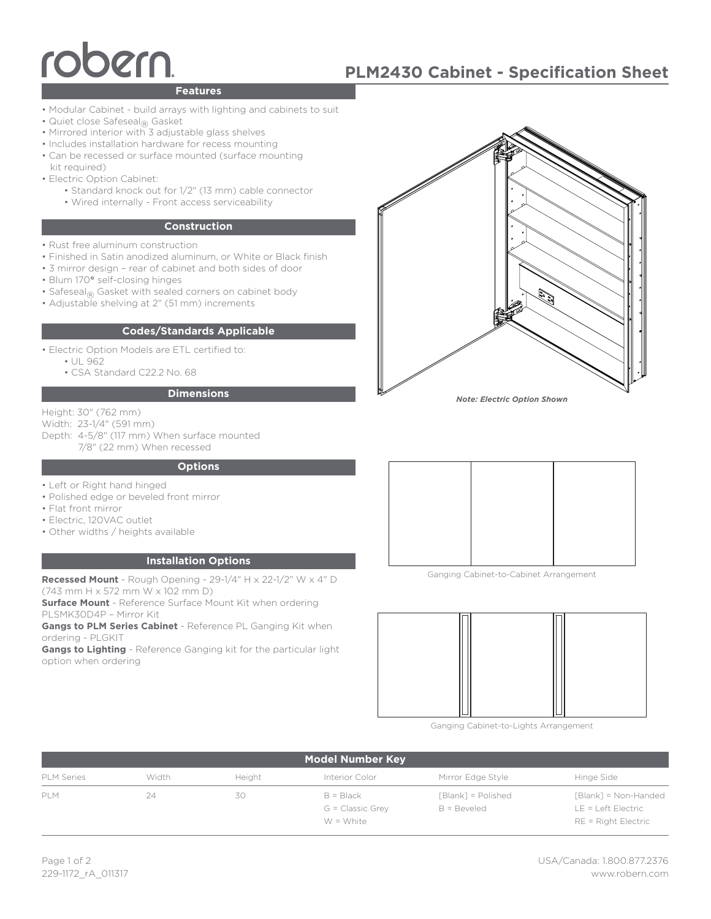# robern

## PLM2430 Cabinet - Specification Sheet

### Features

- Modular Cabinet - build arrays with lighting and cabinets to suit
- Quiet close Safeseal® Gasket
- Mirrored interior with 3 adjustable glass shelves
- Includes installation hardware for recess mounting
- Can be recessed or surface mounted (surface mounting kit required)
- Electric Option Cabinet:
  - Standard knock out for 1/2" (13 mm) cable connector
  - Wired internally - Front access serviceability

### Construction

- Rust free aluminum construction
- Finished in Satin anodized aluminum, or White or Black finish
- 3 mirror design – rear of cabinet and both sides of door
- Blum 170° self-closing hinges
- Safeseal® Gasket with sealed corners on cabinet body
- Adjustable shelving at 2" (51 mm) increments

### Codes/Standards Applicable

- Electric Option Models are ETL certified to:
  - UL 962
  - CSA Standard C22.2 No. 68

### Dimensions

Height: 30" (762 mm)
Width: 23-1/4" (591 mm)
Depth: 4-5/8" (117 mm) When surface mounted
7/8" (22 mm) When recessed

### Options

- Left or Right hand hinged
- Polished edge or beveled front mirror
- Flat front mirror
- Electric, 120VAC outlet
- Other widths / heights available

### Installation Options

**Recessed Mount** - Rough Opening - 29-1/4" H x 22-1/2" W x 4" D (743 mm H x 572 mm W x 102 mm D)
**Surface Mount** - Reference Surface Mount Kit when ordering PLSMK30D4P – Mirror Kit
**Gangs to PLM Series Cabinet** - Reference PL Ganging Kit when ordering - PLGKIT
**Gangs to Lighting** - Reference Ganging kit for the particular light option when ordering

*Note: Electric Option Shown*

Ganging Cabinet-to-Cabinet Arrangement

Ganging Cabinet-to-Lights Arrangement

### Model Number Key

| PLM Series | Width | Height | Interior Color | Mirror Edge Style | Hinge Side |
|---|---|---|---|---|---|
| PLM | 24 | 30 | B = Black<br>G = Classic Grey<br>W = White | [Blank] = Polished<br>B = Beveled | [Blank] = Non-Handed<br>LE = Left Electric<br>RE = Right Electric |

229-1172_rA_011317

USA/Canada: 1.800.877.2376
www.robern.com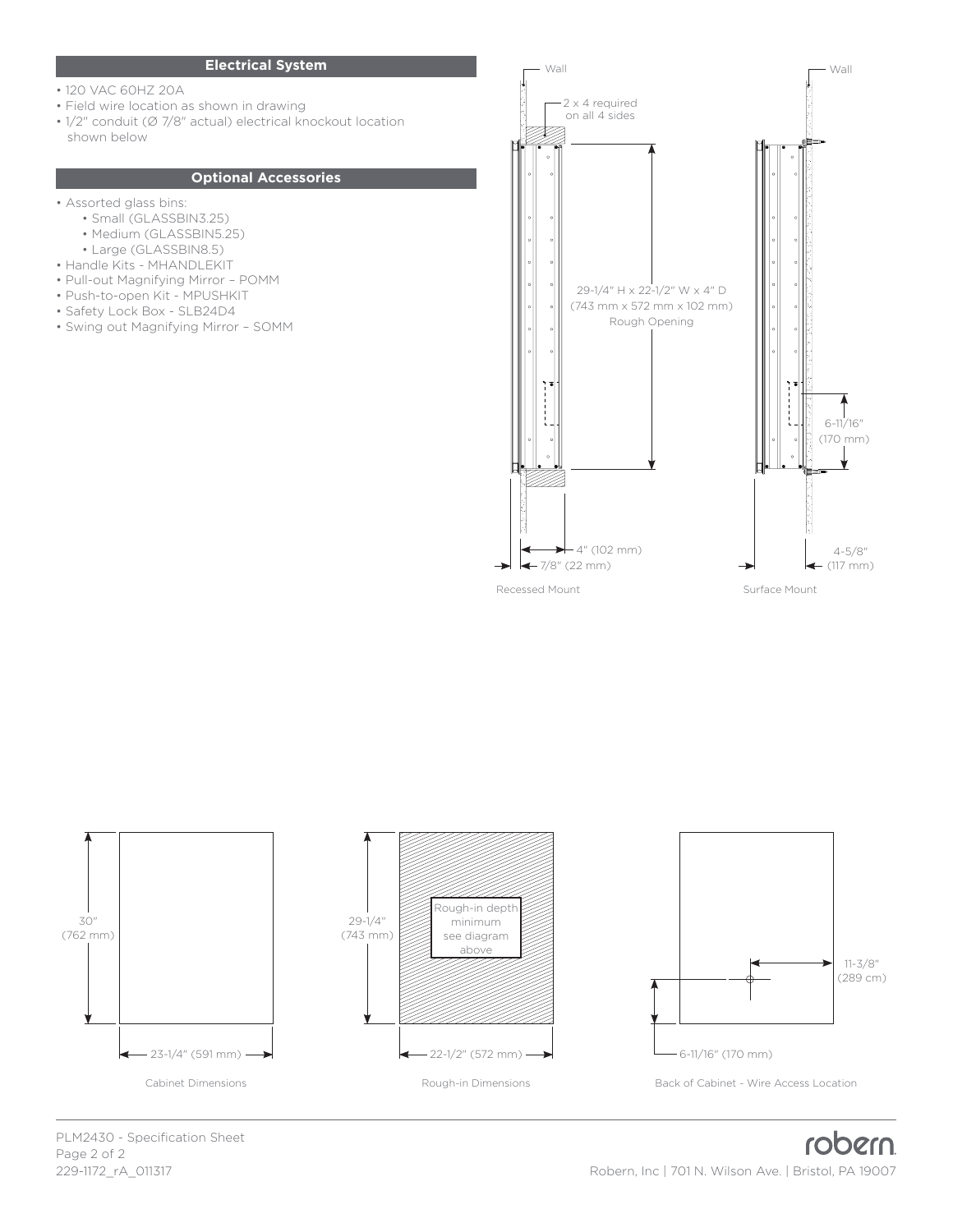## Electrical System

- 120 VAC 60HZ 20A
- Field wire location as shown in drawing
- 1/2" conduit (Ø 7/8" actual) electrical knockout location shown below

## Optional Accessories

- Assorted glass bins:
    - Small (GLASSBIN3.25)
    - Medium (GLASSBIN5.25)
    - Large (GLASSBIN8.5)
- Handle Kits - MHANDLEKIT
- Pull-out Magnifying Mirror – POMM
- Push-to-open Kit - MPUSHKIT
- Safety Lock Box - SLB24D4
- Swing out Magnifying Mirror – SOMM

Wall

2 x 4 required on all 4 sides

29-1/4" H x 22-1/2" W x 4" D
(743 mm x 572 mm x 102 mm)
Rough Opening

4" (102 mm)
7/8" (22 mm)

Recessed Mount

Wall

6-11/16"
(170 mm)

4-5/8"
(117 mm)

Surface Mount

30"
(762 mm)

23-1/4" (591 mm)

Cabinet Dimensions

29-1/4"
(743 mm)

Rough-in depth minimum see diagram above

22-1/2" (572 mm)

Rough-in Dimensions

11-3/8"
(289 cm)

6-11/16" (170 mm)

Back of Cabinet - Wire Access Location

PLM2430 - Specification Sheet
229-1172_rA_011317

robern

Robern, Inc | 701 N. Wilson Ave. | Bristol, PA 19007